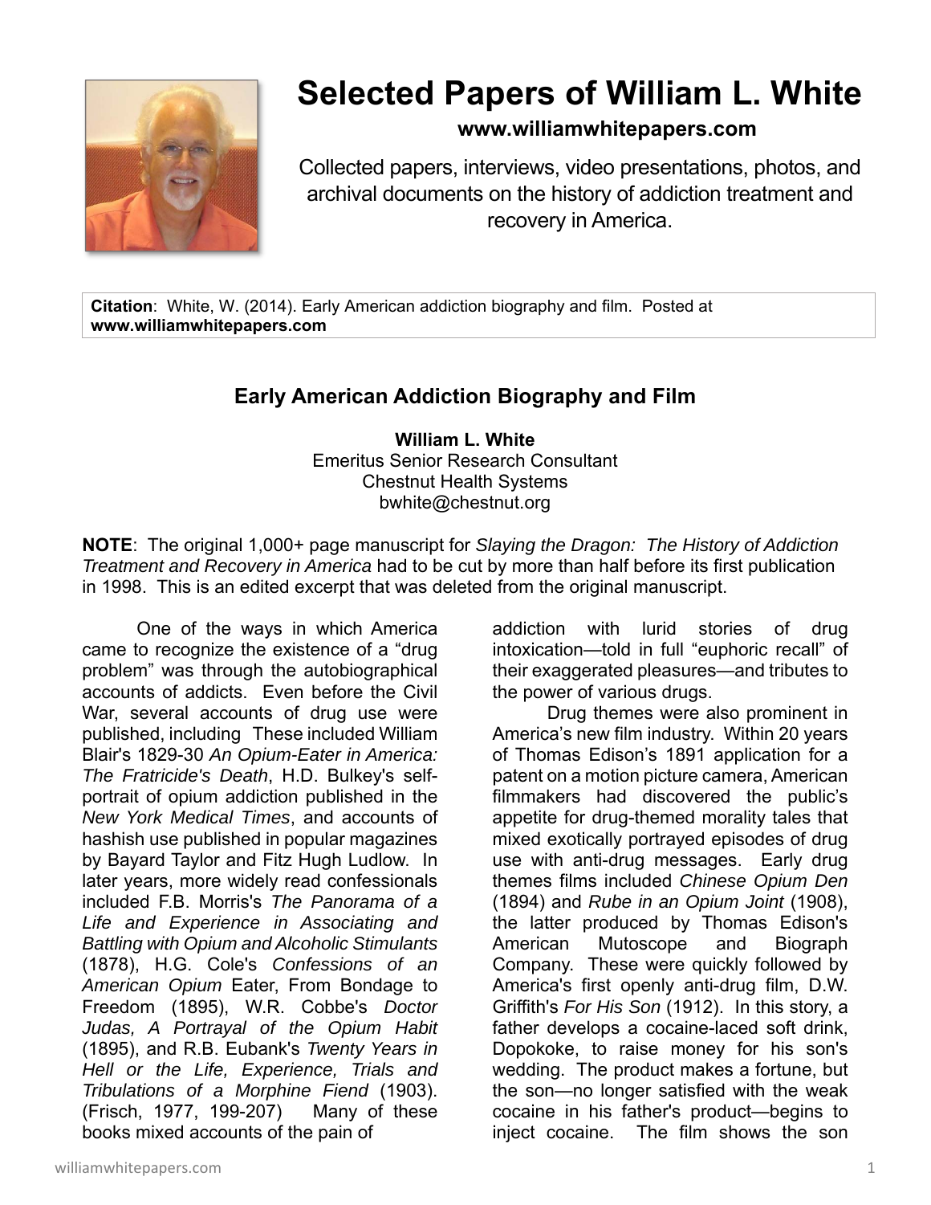# Selected Papers of William L. White

**www.williamwhitepapers.com**

Collected papers, interviews, video presentations, photos, and archival documents on the history of addiction treatment and recovery in America.

**Citation**: White, W. (2014). Early American addiction biography and film. Posted at **www.williamwhitepapers.com**

## Early American Addiction Biography and Film

**William L. White**
Emeritus Senior Research Consultant
Chestnut Health Systems
bwhite@chestnut.org

**NOTE**: The original 1,000+ page manuscript for *Slaying the Dragon: The History of Addiction Treatment and Recovery in America* had to be cut by more than half before its first publication in 1998. This is an edited excerpt that was deleted from the original manuscript.

One of the ways in which America came to recognize the existence of a "drug problem" was through the autobiographical accounts of addicts. Even before the Civil War, several accounts of drug use were published, including These included William Blair's 1829-30 *An Opium-Eater in America: The Fratricide's Death*, H.D. Bulkey's self-portrait of opium addiction published in the *New York Medical Times*, and accounts of hashish use published in popular magazines by Bayard Taylor and Fitz Hugh Ludlow. In later years, more widely read confessionals included F.B. Morris's *The Panorama of a Life and Experience in Associating and Battling with Opium and Alcoholic Stimulants* (1878), H.G. Cole's *Confessions of an American Opium* Eater, From Bondage to Freedom (1895), W.R. Cobbe's *Doctor Judas, A Portrayal of the Opium Habit* (1895), and R.B. Eubank's *Twenty Years in Hell or the Life, Experience, Trials and Tribulations of a Morphine Fiend* (1903). (Frisch, 1977, 199-207) Many of these books mixed accounts of the pain of addiction with lurid stories of drug intoxication—told in full "euphoric recall" of their exaggerated pleasures—and tributes to the power of various drugs.

Drug themes were also prominent in America's new film industry. Within 20 years of Thomas Edison's 1891 application for a patent on a motion picture camera, American filmmakers had discovered the public's appetite for drug-themed morality tales that mixed exotically portrayed episodes of drug use with anti-drug messages. Early drug themes films included *Chinese Opium Den* (1894) and *Rube in an Opium Joint* (1908), the latter produced by Thomas Edison's American Mutoscope and Biograph Company. These were quickly followed by America's first openly anti-drug film, D.W. Griffith's *For His Son* (1912). In this story, a father develops a cocaine-laced soft drink, Dopokoke, to raise money for his son's wedding. The product makes a fortune, but the son—no longer satisfied with the weak cocaine in his father's product—begins to inject cocaine. The film shows the son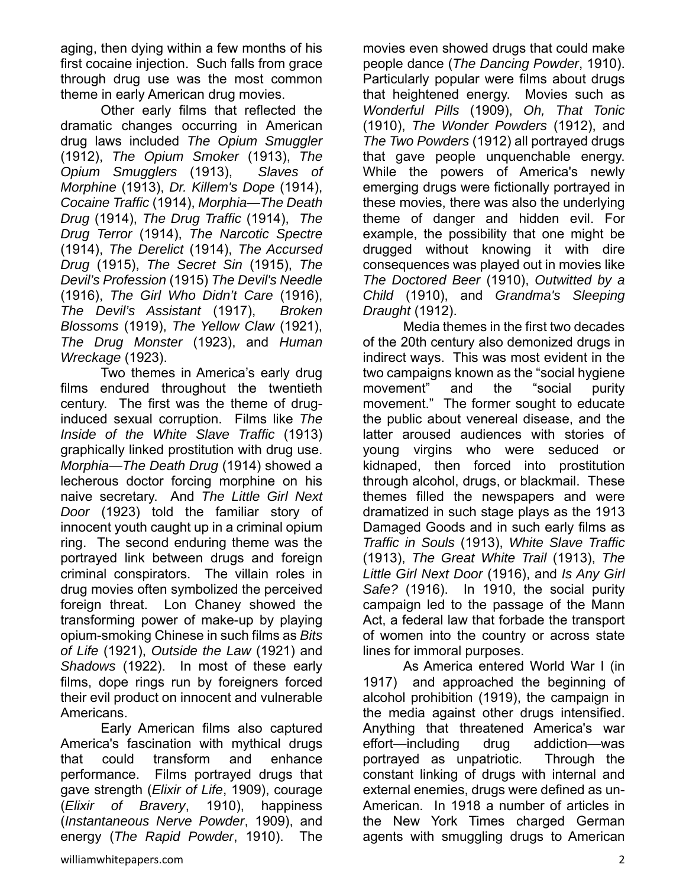aging, then dying within a few months of his first cocaine injection. Such falls from grace through drug use was the most common theme in early American drug movies.

Other early films that reflected the dramatic changes occurring in American drug laws included *The Opium Smuggler* (1912), *The Opium Smoker* (1913), *The Opium Smugglers* (1913), *Slaves of Morphine* (1913), *Dr. Killem's Dope* (1914), *Cocaine Traffic* (1914), *Morphia—The Death Drug* (1914), *The Drug Traffic* (1914), *The Drug Terror* (1914), *The Narcotic Spectre* (1914), *The Derelict* (1914), *The Accursed Drug* (1915), *The Secret Sin* (1915), *The Devil's Profession* (1915) *The Devil's Needle* (1916), *The Girl Who Didn't Care* (1916), *The Devil's Assistant* (1917), *Broken Blossoms* (1919), *The Yellow Claw* (1921), *The Drug Monster* (1923), and *Human Wreckage* (1923).

Two themes in America's early drug films endured throughout the twentieth century. The first was the theme of drug-induced sexual corruption. Films like *The Inside of the White Slave Traffic* (1913) graphically linked prostitution with drug use. *Morphia—The Death Drug* (1914) showed a lecherous doctor forcing morphine on his naive secretary. And *The Little Girl Next Door* (1923) told the familiar story of innocent youth caught up in a criminal opium ring. The second enduring theme was the portrayed link between drugs and foreign criminal conspirators. The villain roles in drug movies often symbolized the perceived foreign threat. Lon Chaney showed the transforming power of make-up by playing opium-smoking Chinese in such films as *Bits of Life* (1921), *Outside the Law* (1921) and *Shadows* (1922). In most of these early films, dope rings run by foreigners forced their evil product on innocent and vulnerable Americans.

Early American films also captured America's fascination with mythical drugs that could transform and enhance performance. Films portrayed drugs that gave strength (*Elixir of Life*, 1909), courage (*Elixir of Bravery*, 1910), happiness (*Instantaneous Nerve Powder*, 1909), and energy (*The Rapid Powder*, 1910). The movies even showed drugs that could make people dance (*The Dancing Powder*, 1910). Particularly popular were films about drugs that heightened energy. Movies such as *Wonderful Pills* (1909), *Oh, That Tonic* (1910), *The Wonder Powders* (1912), and *The Two Powders* (1912) all portrayed drugs that gave people unquenchable energy. While the powers of America's newly emerging drugs were fictionally portrayed in these movies, there was also the underlying theme of danger and hidden evil. For example, the possibility that one might be drugged without knowing it with dire consequences was played out in movies like *The Doctored Beer* (1910), *Outwitted by a Child* (1910), and *Grandma's Sleeping Draught* (1912).

Media themes in the first two decades of the 20th century also demonized drugs in indirect ways. This was most evident in the two campaigns known as the "social hygiene movement" and the "social purity movement." The former sought to educate the public about venereal disease, and the latter aroused audiences with stories of young virgins who were seduced or kidnaped, then forced into prostitution through alcohol, drugs, or blackmail. These themes filled the newspapers and were dramatized in such stage plays as the 1913 Damaged Goods and in such early films as *Traffic in Souls* (1913), *White Slave Traffic* (1913), *The Great White Trail* (1913), *The Little Girl Next Door* (1916), and *Is Any Girl Safe?* (1916). In 1910, the social purity campaign led to the passage of the Mann Act, a federal law that forbade the transport of women into the country or across state lines for immoral purposes.

As America entered World War I (in 1917) and approached the beginning of alcohol prohibition (1919), the campaign in the media against other drugs intensified. Anything that threatened America's war effort—including drug addiction—was portrayed as unpatriotic. Through the constant linking of drugs with internal and external enemies, drugs were defined as un-American. In 1918 a number of articles in the New York Times charged German agents with smuggling drugs to American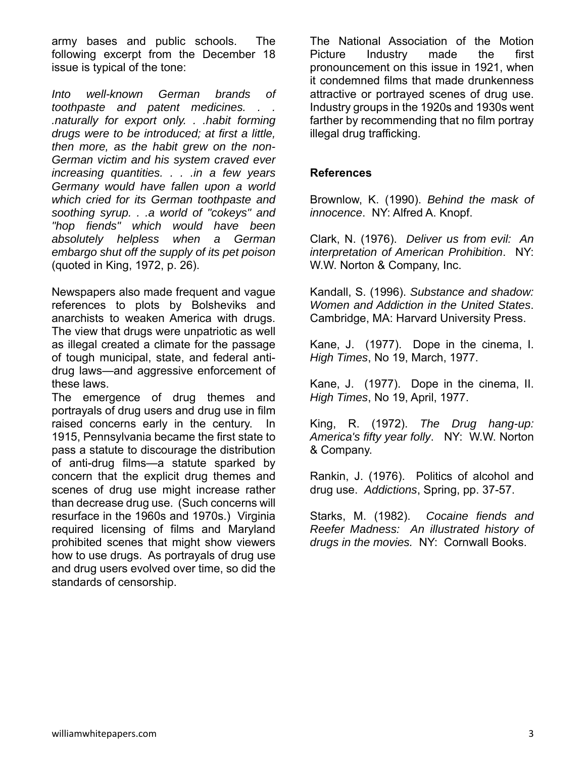army bases and public schools. The following excerpt from the December 18 issue is typical of the tone:

*Into well-known German brands of toothpaste and patent medicines. . . .naturally for export only. . .habit forming drugs were to be introduced; at first a little, then more, as the habit grew on the non-German victim and his system craved ever increasing quantities. . . .in a few years Germany would have fallen upon a world which cried for its German toothpaste and soothing syrup. . .a world of "cokeys" and "hop fiends" which would have been absolutely helpless when a German embargo shut off the supply of its pet poison* (quoted in King, 1972, p. 26).

Newspapers also made frequent and vague references to plots by Bolsheviks and anarchists to weaken America with drugs. The view that drugs were unpatriotic as well as illegal created a climate for the passage of tough municipal, state, and federal anti-drug laws—and aggressive enforcement of these laws.

The emergence of drug themes and portrayals of drug users and drug use in film raised concerns early in the century. In 1915, Pennsylvania became the first state to pass a statute to discourage the distribution of anti-drug films—a statute sparked by concern that the explicit drug themes and scenes of drug use might increase rather than decrease drug use. (Such concerns will resurface in the 1960s and 1970s.) Virginia required licensing of films and Maryland prohibited scenes that might show viewers how to use drugs. As portrayals of drug use and drug users evolved over time, so did the standards of censorship.

The National Association of the Motion Picture Industry made the first pronouncement on this issue in 1921, when it condemned films that made drunkenness attractive or portrayed scenes of drug use. Industry groups in the 1920s and 1930s went farther by recommending that no film portray illegal drug trafficking.

**References**

Brownlow, K. (1990). *Behind the mask of innocence*. NY: Alfred A. Knopf.

Clark, N. (1976). *Deliver us from evil: An interpretation of American Prohibition*. NY: W.W. Norton & Company, Inc.

Kandall, S. (1996). *Substance and shadow: Women and Addiction in the United States*. Cambridge, MA: Harvard University Press.

Kane, J. (1977). Dope in the cinema, I. *High Times*, No 19, March, 1977.

Kane, J. (1977). Dope in the cinema, II. *High Times*, No 19, April, 1977.

King, R. (1972). *The Drug hang-up: America's fifty year folly*. NY: W.W. Norton & Company.

Rankin, J. (1976). Politics of alcohol and drug use. *Addictions*, Spring, pp. 37-57.

Starks, M. (1982). *Cocaine fiends and Reefer Madness: An illustrated history of drugs in the movies.* NY: Cornwall Books.